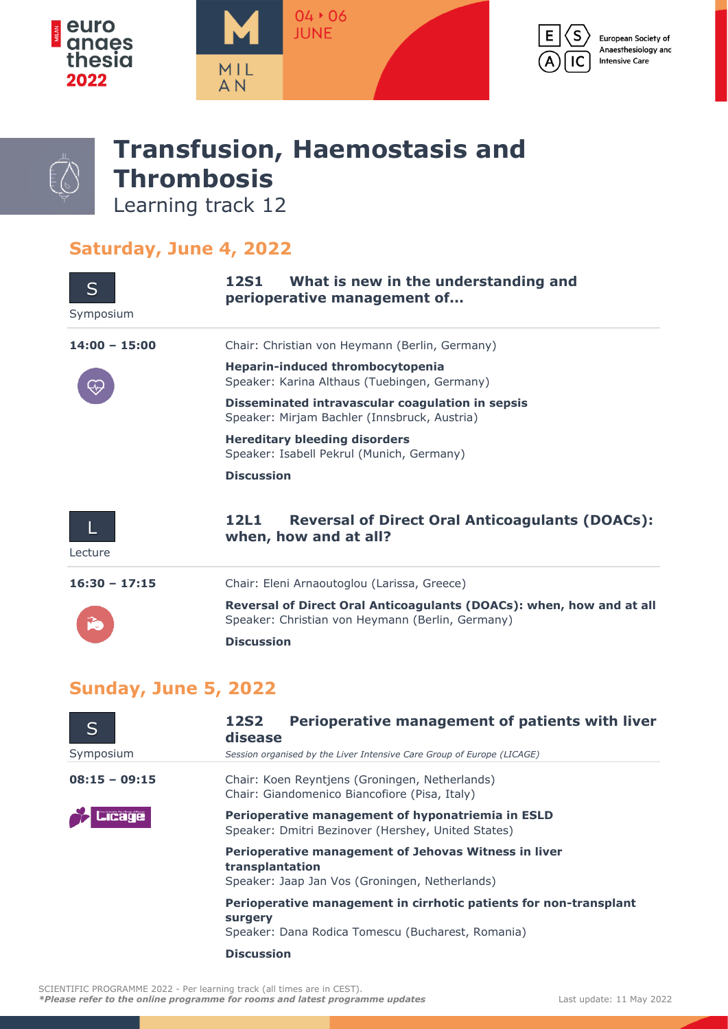# Transfusion, Haemostasis and Thrombosis

Learning track 12

## Saturday, June 4, 2022

### 12S1 What is new in the understanding and perioperative management of…

Symposium

**14:00 – 15:00**

Chair: Christian von Heymann (Berlin, Germany)

**Heparin-induced thrombocytopenia**
Speaker: Karina Althaus (Tuebingen, Germany)

**Disseminated intravascular coagulation in sepsis**
Speaker: Mirjam Bachler (Innsbruck, Austria)

**Hereditary bleeding disorders**
Speaker: Isabell Pekrul (Munich, Germany)

**Discussion**

### 12L1 Reversal of Direct Oral Anticoagulants (DOACs): when, how and at all?

Lecture

**16:30 – 17:15**

Chair: Eleni Arnaoutoglou (Larissa, Greece)

**Reversal of Direct Oral Anticoagulants (DOACs): when, how and at all**
Speaker: Christian von Heymann (Berlin, Germany)

**Discussion**

## Sunday, June 5, 2022

### 12S2 Perioperative management of patients with liver disease

Symposium

*Session organised by the Liver Intensive Care Group of Europe (LICAGE)*

**08:15 – 09:15**

Chair: Koen Reyntjens (Groningen, Netherlands)
Chair: Giandomenico Biancofiore (Pisa, Italy)

**Perioperative management of hyponatriemia in ESLD**
Speaker: Dmitri Bezinover (Hershey, United States)

**Perioperative management of Jehovas Witness in liver transplantation**
Speaker: Jaap Jan Vos (Groningen, Netherlands)

**Perioperative management in cirrhotic patients for non-transplant surgery**
Speaker: Dana Rodica Tomescu (Bucharest, Romania)

**Discussion**

SCIENTIFIC PROGRAMME 2022 - Per learning track (all times are in CEST).
***Please refer to the online programme for rooms and latest programme updates***

Last update: 11 May 2022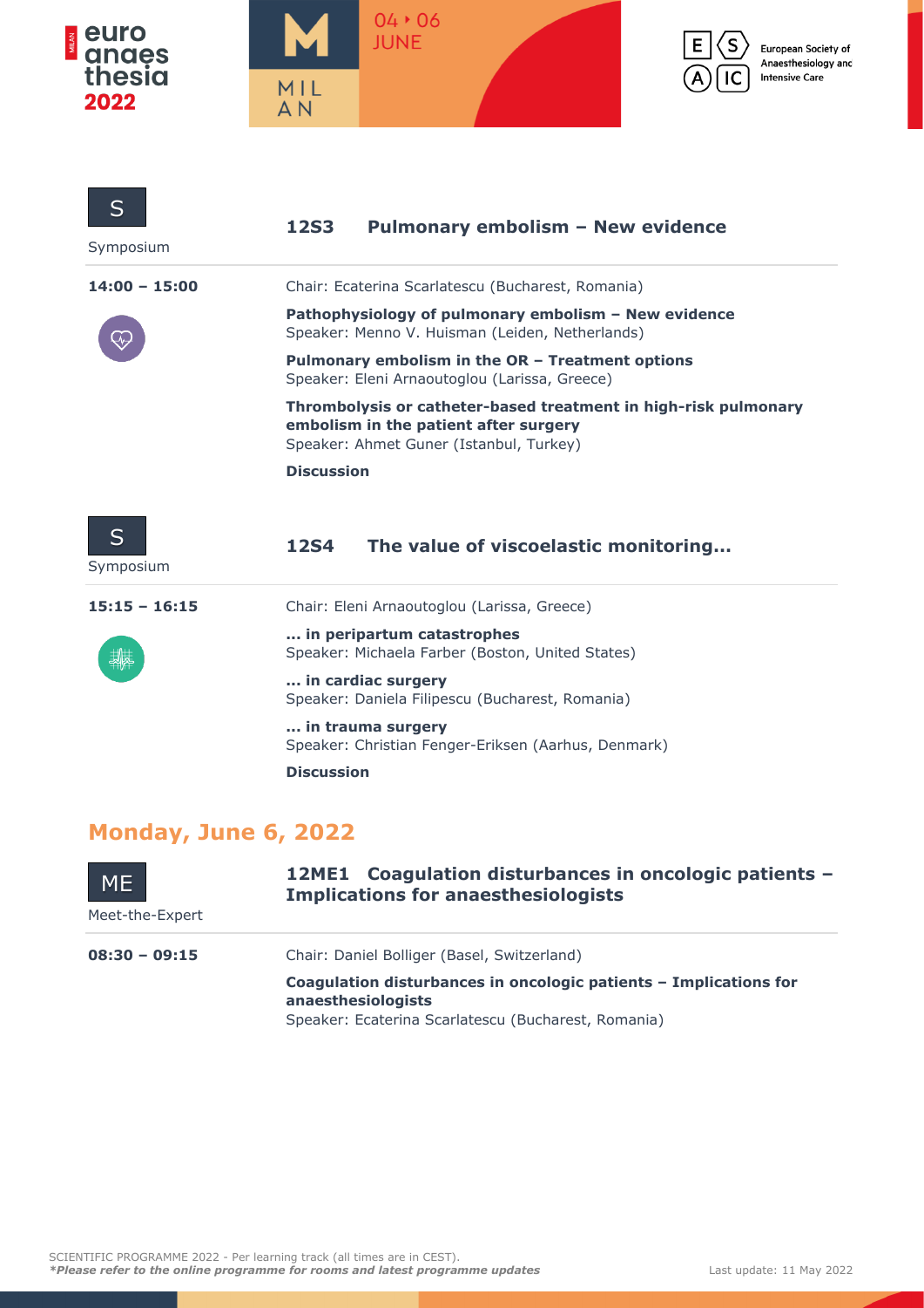S

Symposium

## 12S3 Pulmonary embolism – New evidence

**14:00 – 15:00**

Chair: Ecaterina Scarlatescu (Bucharest, Romania)

**Pathophysiology of pulmonary embolism – New evidence**
Speaker: Menno V. Huisman (Leiden, Netherlands)

**Pulmonary embolism in the OR – Treatment options**
Speaker: Eleni Arnaoutoglou (Larissa, Greece)

**Thrombolysis or catheter-based treatment in high-risk pulmonary embolism in the patient after surgery**
Speaker: Ahmet Guner (Istanbul, Turkey)

**Discussion**

S

Symposium

## 12S4 The value of viscoelastic monitoring…

**15:15 – 16:15**

Chair: Eleni Arnaoutoglou (Larissa, Greece)

**… in peripartum catastrophes**
Speaker: Michaela Farber (Boston, United States)

**… in cardiac surgery**
Speaker: Daniela Filipescu (Bucharest, Romania)

**… in trauma surgery**
Speaker: Christian Fenger-Eriksen (Aarhus, Denmark)

**Discussion**

# Monday, June 6, 2022

ME

Meet-the-Expert

## 12ME1 Coagulation disturbances in oncologic patients – Implications for anaesthesiologists

**08:30 – 09:15**

Chair: Daniel Bolliger (Basel, Switzerland)

**Coagulation disturbances in oncologic patients – Implications for anaesthesiologists**
Speaker: Ecaterina Scarlatescu (Bucharest, Romania)